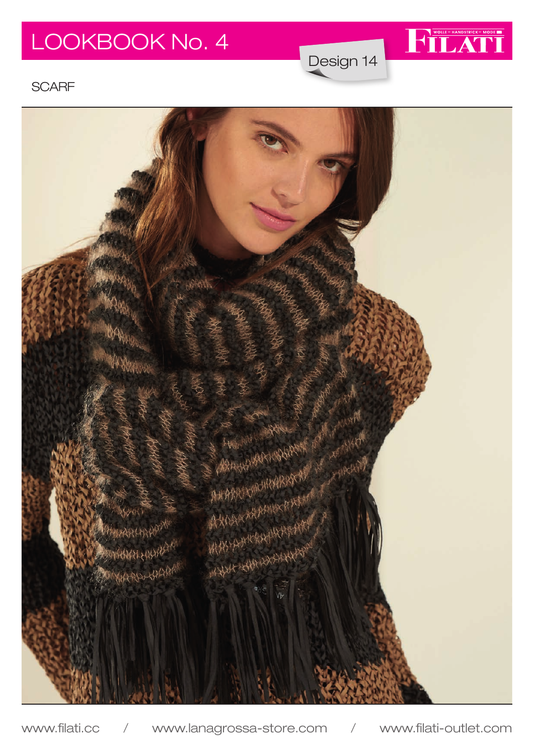# LOOKBOOK No. 4

Design 14

FILATI

WOLLE – HANDSTRICK – MODE

SCARF

www.filati.cc / www.lanagrossa-store.com / www.filati-outlet.com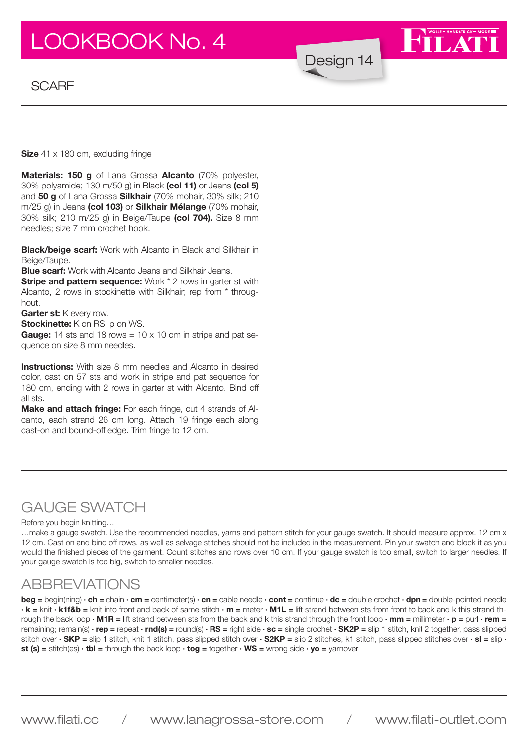# LOOKBOOK No. 4

Design 14

## SCARF

**Size** 41 x 180 cm, excluding fringe

**Materials: 150 g** of Lana Grossa **Alcanto** (70% polyester, 30% polyamide; 130 m/50 g) in Black **(col 11)** or Jeans **(col 5)** and **50 g** of Lana Grossa **Silkhair** (70% mohair, 30% silk; 210 m/25 g) in Jeans **(col 103)** or **Silkhair Mélange** (70% mohair, 30% silk; 210 m/25 g) in Beige/Taupe **(col 704).** Size 8 mm needles; size 7 mm crochet hook.

**Black/beige scarf:** Work with Alcanto in Black and Silkhair in Beige/Taupe.
**Blue scarf:** Work with Alcanto Jeans and Silkhair Jeans.
**Stripe and pattern sequence:** Work * 2 rows in garter st with Alcanto, 2 rows in stockinette with Silkhair; rep from * throughout.
**Garter st:** K every row.
**Stockinette:** K on RS, p on WS.
**Gauge:** 14 sts and 18 rows = 10 x 10 cm in stripe and pat sequence on size 8 mm needles.

**Instructions:** With size 8 mm needles and Alcanto in desired color, cast on 57 sts and work in stripe and pat sequence for 180 cm, ending with 2 rows in garter st with Alcanto. Bind off all sts.
**Make and attach fringe:** For each fringe, cut 4 strands of Alcanto, each strand 26 cm long. Attach 19 fringe each along cast-on and bound-off edge. Trim fringe to 12 cm.

## GAUGE SWATCH

Before you begin knitting…

…make a gauge swatch. Use the recommended needles, yarns and pattern stitch for your gauge swatch. It should measure approx. 12 cm x 12 cm. Cast on and bind off rows, as well as selvage stitches should not be included in the measurement. Pin your swatch and block it as you would the finished pieces of the garment. Count stitches and rows over 10 cm. If your gauge swatch is too small, switch to larger needles. If your gauge swatch is too big, switch to smaller needles.

## ABBREVIATIONS

**beg =** begin(ning) · **ch =** chain · **cm =** centimeter(s) · **cn =** cable needle · **cont =** continue · **dc =** double crochet · **dpn =** double-pointed needle · **k =** knit · **k1f&b =** knit into front and back of same stitch · **m =** meter · **M1L =** lift strand between sts from front to back and k this strand through the back loop · **M1R =** lift strand between sts from the back and k this strand through the front loop · **mm =** millimeter · **p =** purl · **rem =** remaining; remain(s) · **rep =** repeat · **rnd(s) =** round(s) · **RS =** right side · **sc =** single crochet · **SK2P =** slip 1 stitch, knit 2 together, pass slipped stitch over · **SKP =** slip 1 stitch, knit 1 stitch, pass slipped stitch over · **S2KP =** slip 2 stitches, k1 stitch, pass slipped stitches over · **sl =** slip · **st (s) =** stitch(es) · **tbl =** through the back loop · **tog =** together · **WS =** wrong side · **yo =** yarnover

www.filati.cc / www.lanagrossa-store.com / www.filati-outlet.com